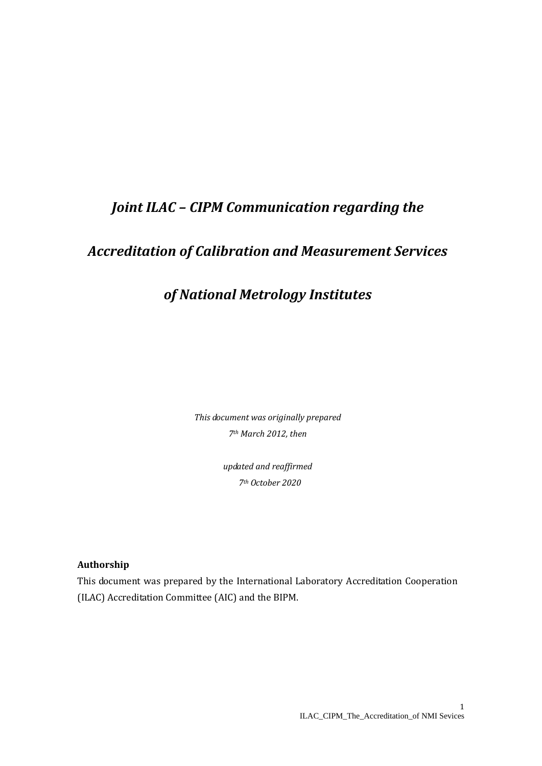# *Joint ILAC – CIPM Communication regarding the Accreditation of Calibration and Measurement Services of National Metrology Institutes*

*This document was originally prepared*
*7th March 2012, then*

*updated and reaffirmed*
*7th October 2020*

**Authorship**

This document was prepared by the International Laboratory Accreditation Cooperation (ILAC) Accreditation Committee (AIC) and the BIPM.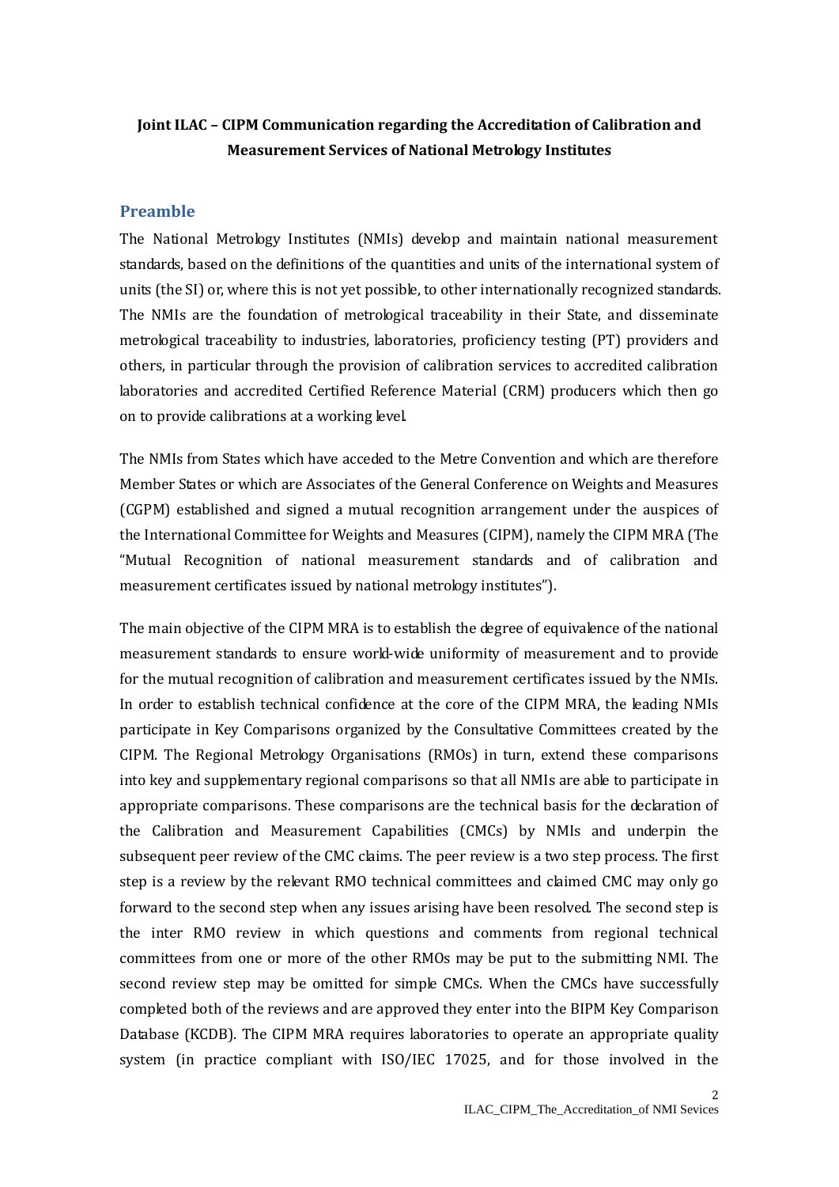**Joint ILAC – CIPM Communication regarding the Accreditation of Calibration and Measurement Services of National Metrology Institutes**

## Preamble

The National Metrology Institutes (NMIs) develop and maintain national measurement standards, based on the definitions of the quantities and units of the international system of units (the SI) or, where this is not yet possible, to other internationally recognized standards. The NMIs are the foundation of metrological traceability in their State, and disseminate metrological traceability to industries, laboratories, proficiency testing (PT) providers and others, in particular through the provision of calibration services to accredited calibration laboratories and accredited Certified Reference Material (CRM) producers which then go on to provide calibrations at a working level.

The NMIs from States which have acceded to the Metre Convention and which are therefore Member States or which are Associates of the General Conference on Weights and Measures (CGPM) established and signed a mutual recognition arrangement under the auspices of the International Committee for Weights and Measures (CIPM), namely the CIPM MRA (The "Mutual Recognition of national measurement standards and of calibration and measurement certificates issued by national metrology institutes").

The main objective of the CIPM MRA is to establish the degree of equivalence of the national measurement standards to ensure world-wide uniformity of measurement and to provide for the mutual recognition of calibration and measurement certificates issued by the NMIs. In order to establish technical confidence at the core of the CIPM MRA, the leading NMIs participate in Key Comparisons organized by the Consultative Committees created by the CIPM. The Regional Metrology Organisations (RMOs) in turn, extend these comparisons into key and supplementary regional comparisons so that all NMIs are able to participate in appropriate comparisons. These comparisons are the technical basis for the declaration of the Calibration and Measurement Capabilities (CMCs) by NMIs and underpin the subsequent peer review of the CMC claims. The peer review is a two step process. The first step is a review by the relevant RMO technical committees and claimed CMC may only go forward to the second step when any issues arising have been resolved. The second step is the inter RMO review in which questions and comments from regional technical committees from one or more of the other RMOs may be put to the submitting NMI. The second review step may be omitted for simple CMCs. When the CMCs have successfully completed both of the reviews and are approved they enter into the BIPM Key Comparison Database (KCDB). The CIPM MRA requires laboratories to operate an appropriate quality system (in practice compliant with ISO/IEC 17025, and for those involved in the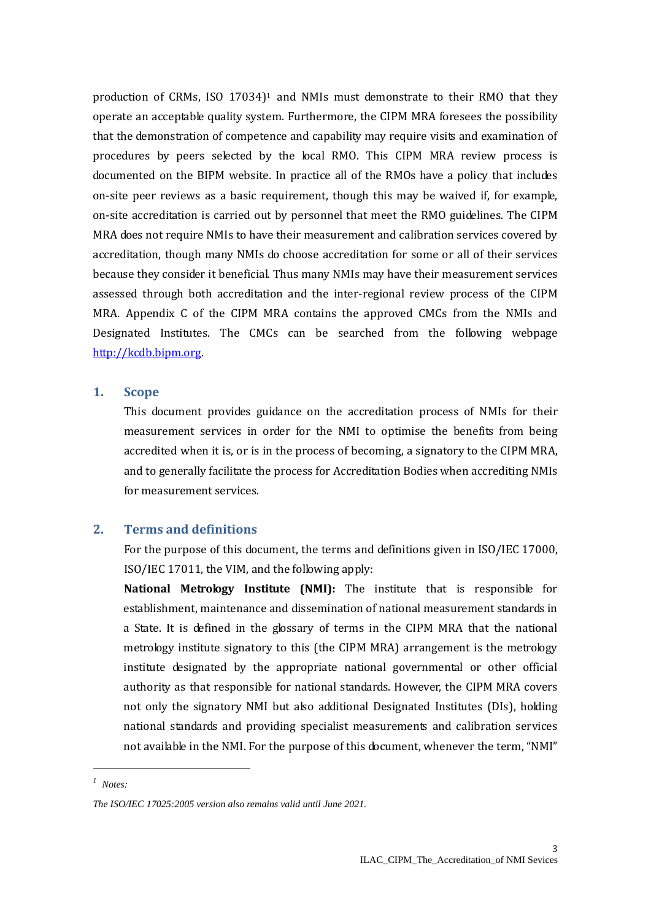production of CRMs, ISO 17034)[1] and NMIs must demonstrate to their RMO that they operate an acceptable quality system. Furthermore, the CIPM MRA foresees the possibility that the demonstration of competence and capability may require visits and examination of procedures by peers selected by the local RMO. This CIPM MRA review process is documented on the BIPM website. In practice all of the RMOs have a policy that includes on-site peer reviews as a basic requirement, though this may be waived if, for example, on-site accreditation is carried out by personnel that meet the RMO guidelines. The CIPM MRA does not require NMIs to have their measurement and calibration services covered by accreditation, though many NMIs do choose accreditation for some or all of their services because they consider it beneficial. Thus many NMIs may have their measurement services assessed through both accreditation and the inter-regional review process of the CIPM MRA. Appendix C of the CIPM MRA contains the approved CMCs from the NMIs and Designated Institutes. The CMCs can be searched from the following webpage http://kcdb.bipm.org.

## 1. Scope

This document provides guidance on the accreditation process of NMIs for their measurement services in order for the NMI to optimise the benefits from being accredited when it is, or is in the process of becoming, a signatory to the CIPM MRA, and to generally facilitate the process for Accreditation Bodies when accrediting NMIs for measurement services.

## 2. Terms and definitions

For the purpose of this document, the terms and definitions given in ISO/IEC 17000, ISO/IEC 17011, the VIM, and the following apply:

**National Metrology Institute (NMI):** The institute that is responsible for establishment, maintenance and dissemination of national measurement standards in a State. It is defined in the glossary of terms in the CIPM MRA that the national metrology institute signatory to this (the CIPM MRA) arrangement is the metrology institute designated by the appropriate national governmental or other official authority as that responsible for national standards. However, the CIPM MRA covers not only the signatory NMI but also additional Designated Institutes (DIs), holding national standards and providing specialist measurements and calibration services not available in the NMI. For the purpose of this document, whenever the term, "NMI"

---

[1] *Notes:*

*The ISO/IEC 17025:2005 version also remains valid until June 2021.*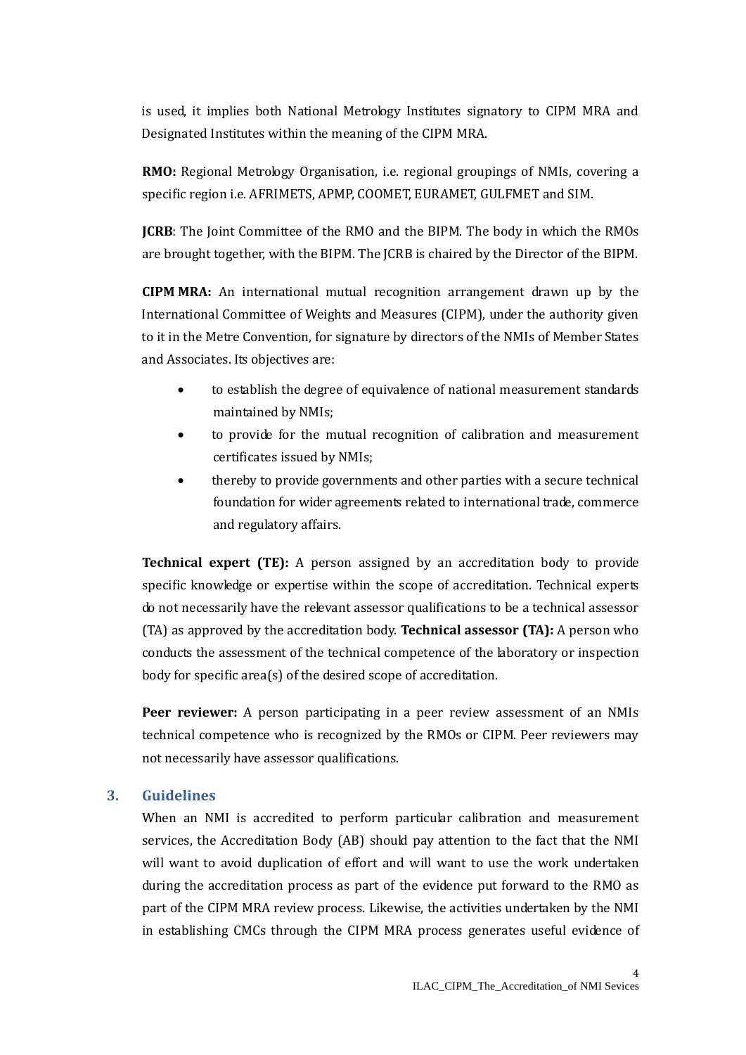is used, it implies both National Metrology Institutes signatory to CIPM MRA and Designated Institutes within the meaning of the CIPM MRA.

**RMO:** Regional Metrology Organisation, i.e. regional groupings of NMIs, covering a specific region i.e. AFRIMETS, APMP, COOMET, EURAMET, GULFMET and SIM.

**JCRB**: The Joint Committee of the RMO and the BIPM. The body in which the RMOs are brought together, with the BIPM. The JCRB is chaired by the Director of the BIPM.

**CIPM MRA:** An international mutual recognition arrangement drawn up by the International Committee of Weights and Measures (CIPM), under the authority given to it in the Metre Convention, for signature by directors of the NMIs of Member States and Associates. Its objectives are:

- to establish the degree of equivalence of national measurement standards maintained by NMIs;
- to provide for the mutual recognition of calibration and measurement certificates issued by NMIs;
- thereby to provide governments and other parties with a secure technical foundation for wider agreements related to international trade, commerce and regulatory affairs.

**Technical expert (TE):** A person assigned by an accreditation body to provide specific knowledge or expertise within the scope of accreditation. Technical experts do not necessarily have the relevant assessor qualifications to be a technical assessor (TA) as approved by the accreditation body. **Technical assessor (TA):** A person who conducts the assessment of the technical competence of the laboratory or inspection body for specific area(s) of the desired scope of accreditation.

**Peer reviewer:** A person participating in a peer review assessment of an NMIs technical competence who is recognized by the RMOs or CIPM. Peer reviewers may not necessarily have assessor qualifications.

## 3. Guidelines

When an NMI is accredited to perform particular calibration and measurement services, the Accreditation Body (AB) should pay attention to the fact that the NMI will want to avoid duplication of effort and will want to use the work undertaken during the accreditation process as part of the evidence put forward to the RMO as part of the CIPM MRA review process. Likewise, the activities undertaken by the NMI in establishing CMCs through the CIPM MRA process generates useful evidence of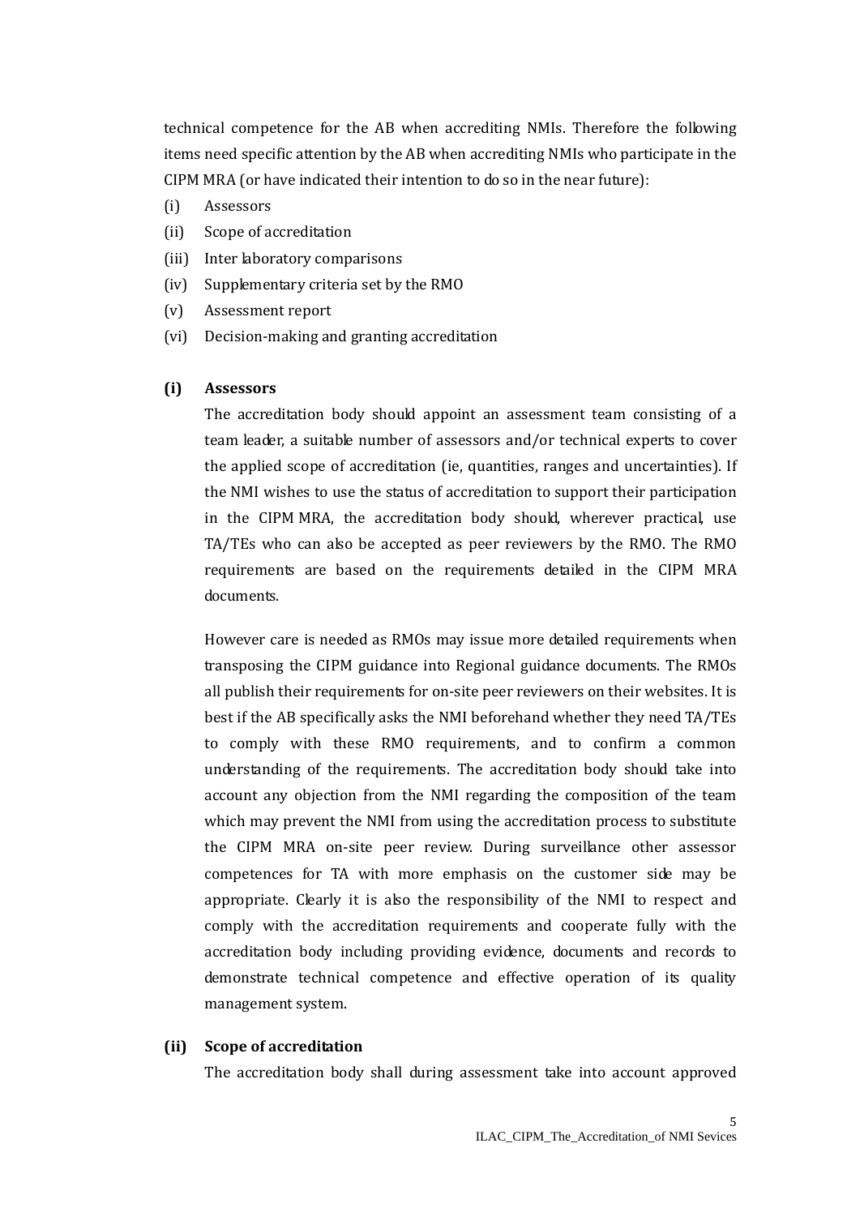technical competence for the AB when accrediting NMIs. Therefore the following items need specific attention by the AB when accrediting NMIs who participate in the CIPM MRA (or have indicated their intention to do so in the near future):

(i) Assessors

(ii) Scope of accreditation

(iii) Inter laboratory comparisons

(iv) Supplementary criteria set by the RMO

(v) Assessment report

(vi) Decision-making and granting accreditation

**(i) Assessors**

The accreditation body should appoint an assessment team consisting of a team leader, a suitable number of assessors and/or technical experts to cover the applied scope of accreditation (ie, quantities, ranges and uncertainties). If the NMI wishes to use the status of accreditation to support their participation in the CIPM MRA, the accreditation body should, wherever practical, use TA/TEs who can also be accepted as peer reviewers by the RMO. The RMO requirements are based on the requirements detailed in the CIPM MRA documents.

However care is needed as RMOs may issue more detailed requirements when transposing the CIPM guidance into Regional guidance documents. The RMOs all publish their requirements for on-site peer reviewers on their websites. It is best if the AB specifically asks the NMI beforehand whether they need TA/TEs to comply with these RMO requirements, and to confirm a common understanding of the requirements. The accreditation body should take into account any objection from the NMI regarding the composition of the team which may prevent the NMI from using the accreditation process to substitute the CIPM MRA on-site peer review. During surveillance other assessor competences for TA with more emphasis on the customer side may be appropriate. Clearly it is also the responsibility of the NMI to respect and comply with the accreditation requirements and cooperate fully with the accreditation body including providing evidence, documents and records to demonstrate technical competence and effective operation of its quality management system.

**(ii) Scope of accreditation**

The accreditation body shall during assessment take into account approved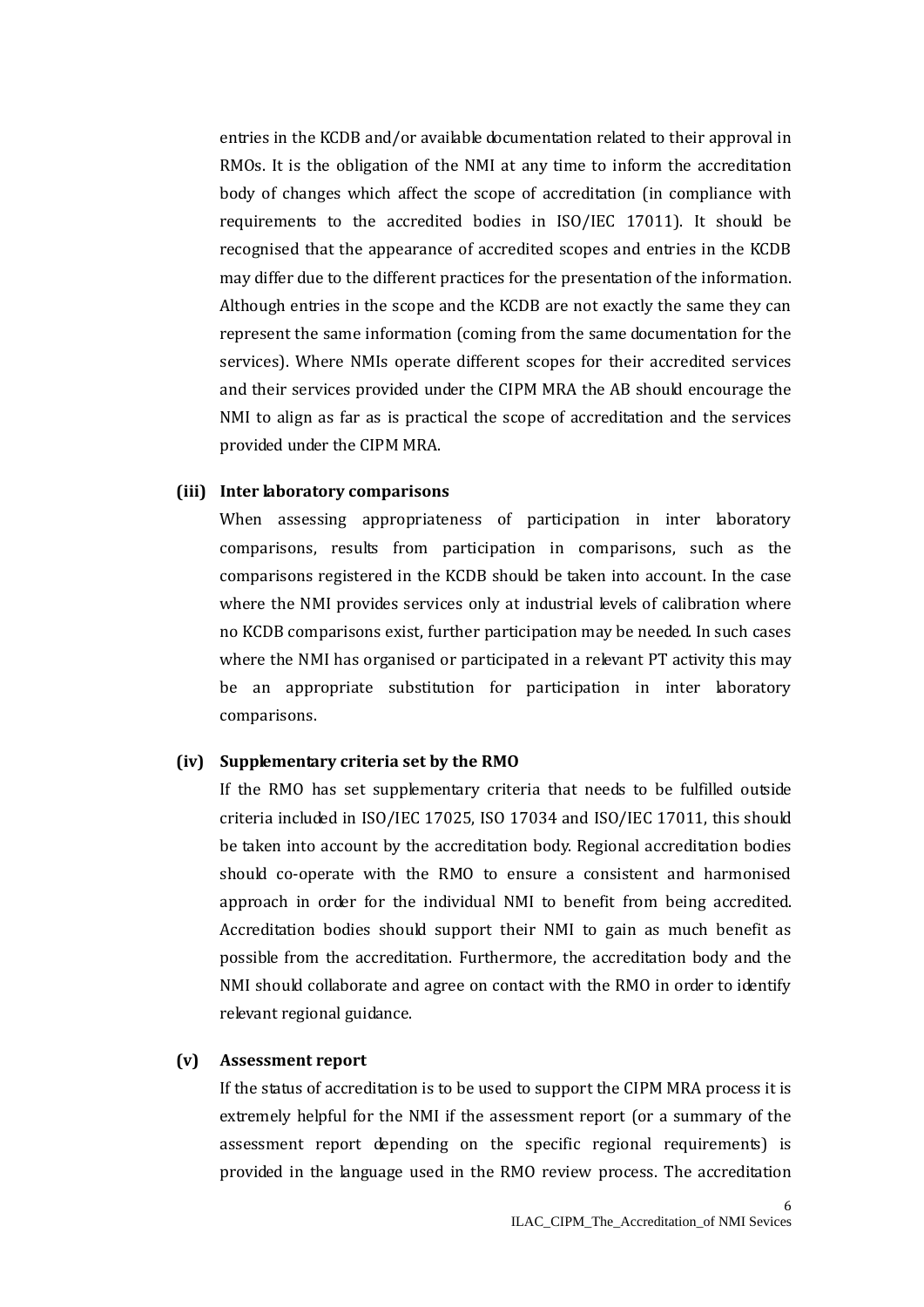entries in the KCDB and/or available documentation related to their approval in RMOs. It is the obligation of the NMI at any time to inform the accreditation body of changes which affect the scope of accreditation (in compliance with requirements to the accredited bodies in ISO/IEC 17011). It should be recognised that the appearance of accredited scopes and entries in the KCDB may differ due to the different practices for the presentation of the information. Although entries in the scope and the KCDB are not exactly the same they can represent the same information (coming from the same documentation for the services). Where NMIs operate different scopes for their accredited services and their services provided under the CIPM MRA the AB should encourage the NMI to align as far as is practical the scope of accreditation and the services provided under the CIPM MRA.

**(iii) Inter laboratory comparisons**

When assessing appropriateness of participation in inter laboratory comparisons, results from participation in comparisons, such as the comparisons registered in the KCDB should be taken into account. In the case where the NMI provides services only at industrial levels of calibration where no KCDB comparisons exist, further participation may be needed. In such cases where the NMI has organised or participated in a relevant PT activity this may be an appropriate substitution for participation in inter laboratory comparisons.

**(iv) Supplementary criteria set by the RMO**

If the RMO has set supplementary criteria that needs to be fulfilled outside criteria included in ISO/IEC 17025, ISO 17034 and ISO/IEC 17011, this should be taken into account by the accreditation body. Regional accreditation bodies should co-operate with the RMO to ensure a consistent and harmonised approach in order for the individual NMI to benefit from being accredited. Accreditation bodies should support their NMI to gain as much benefit as possible from the accreditation. Furthermore, the accreditation body and the NMI should collaborate and agree on contact with the RMO in order to identify relevant regional guidance.

**(v) Assessment report**

If the status of accreditation is to be used to support the CIPM MRA process it is extremely helpful for the NMI if the assessment report (or a summary of the assessment report depending on the specific regional requirements) is provided in the language used in the RMO review process. The accreditation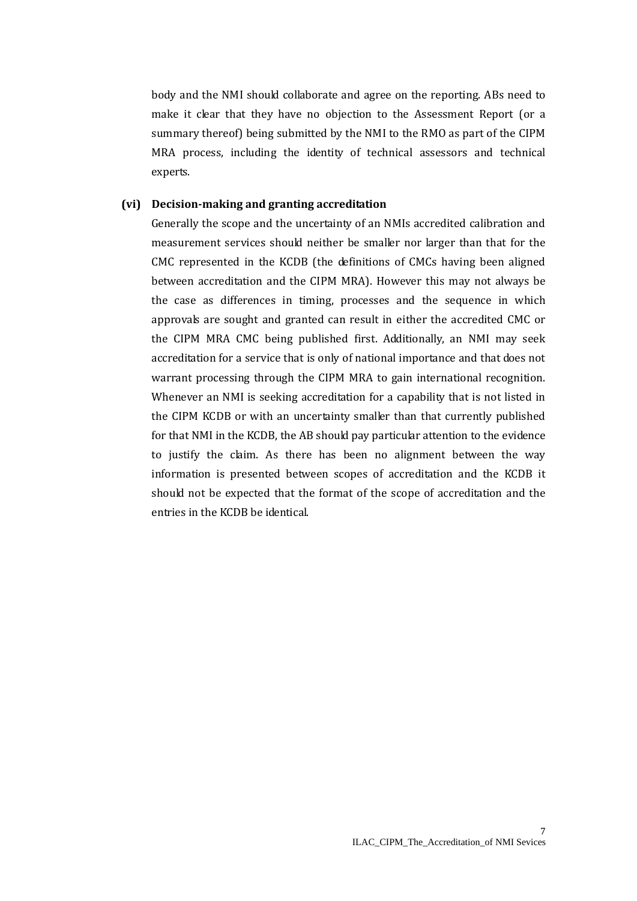body and the NMI should collaborate and agree on the reporting. ABs need to make it clear that they have no objection to the Assessment Report (or a summary thereof) being submitted by the NMI to the RMO as part of the CIPM MRA process, including the identity of technical assessors and technical experts.

**(vi) Decision-making and granting accreditation**

Generally the scope and the uncertainty of an NMIs accredited calibration and measurement services should neither be smaller nor larger than that for the CMC represented in the KCDB (the definitions of CMCs having been aligned between accreditation and the CIPM MRA). However this may not always be the case as differences in timing, processes and the sequence in which approvals are sought and granted can result in either the accredited CMC or the CIPM MRA CMC being published first. Additionally, an NMI may seek accreditation for a service that is only of national importance and that does not warrant processing through the CIPM MRA to gain international recognition. Whenever an NMI is seeking accreditation for a capability that is not listed in the CIPM KCDB or with an uncertainty smaller than that currently published for that NMI in the KCDB, the AB should pay particular attention to the evidence to justify the claim. As there has been no alignment between the way information is presented between scopes of accreditation and the KCDB it should not be expected that the format of the scope of accreditation and the entries in the KCDB be identical.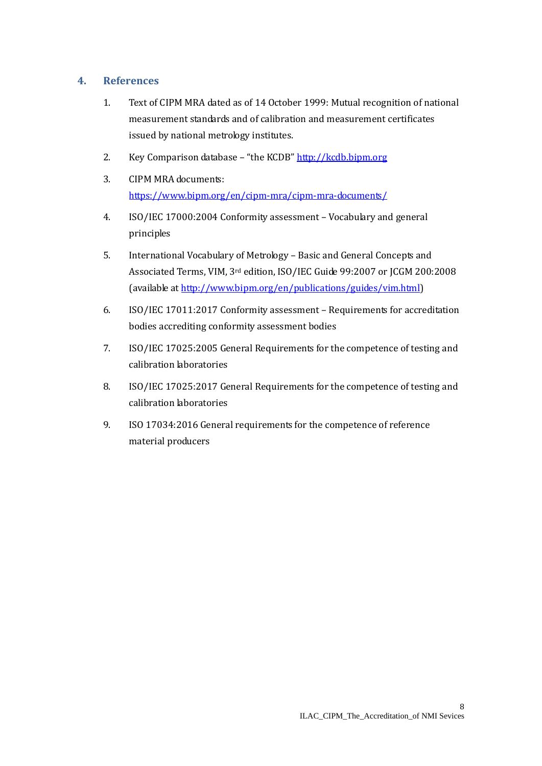## 4. References

1. Text of CIPM MRA dated as of 14 October 1999: Mutual recognition of national measurement standards and of calibration and measurement certificates issued by national metrology institutes.
2. Key Comparison database – "the KCDB" [http://kcdb.bipm.org](http://kcdb.bipm.org)
3. CIPM MRA documents: [https://www.bipm.org/en/cipm-mra/cipm-mra-documents/](https://www.bipm.org/en/cipm-mra/cipm-mra-documents/)
4. ISO/IEC 17000:2004 Conformity assessment – Vocabulary and general principles
5. International Vocabulary of Metrology – Basic and General Concepts and Associated Terms, VIM, 3rd edition, ISO/IEC Guide 99:2007 or JCGM 200:2008 (available at [http://www.bipm.org/en/publications/guides/vim.html](http://www.bipm.org/en/publications/guides/vim.html))
6. ISO/IEC 17011:2017 Conformity assessment – Requirements for accreditation bodies accrediting conformity assessment bodies
7. ISO/IEC 17025:2005 General Requirements for the competence of testing and calibration laboratories
8. ISO/IEC 17025:2017 General Requirements for the competence of testing and calibration laboratories
9. ISO 17034:2016 General requirements for the competence of reference material producers